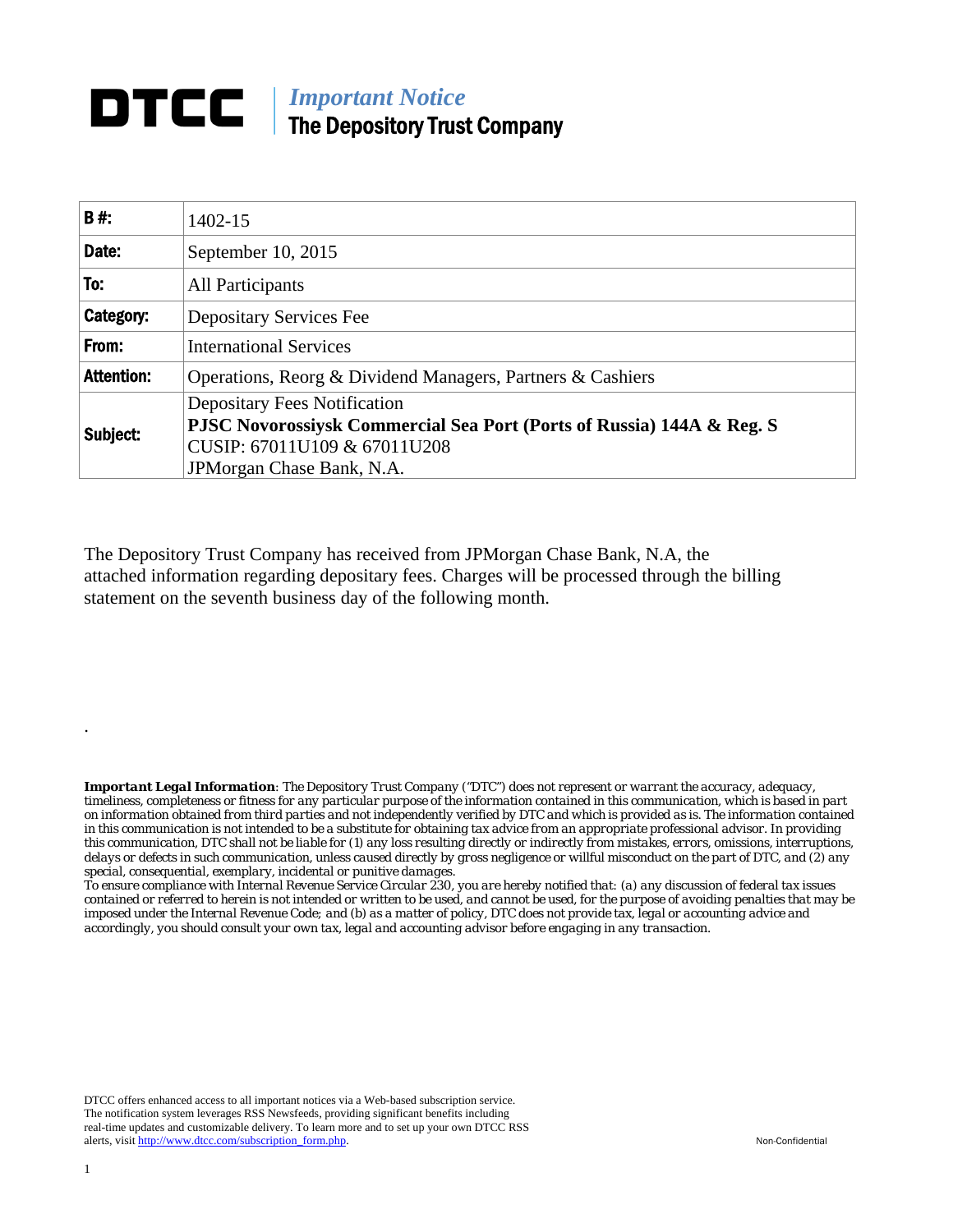# DTCC | *Important Notice* The Depository Trust Company

| | |
|---|---|
| **B #:** | 1402-15 |
| **Date:** | September 10, 2015 |
| **To:** | All Participants |
| **Category:** | Depositary Services Fee |
| **From:** | International Services |
| **Attention:** | Operations, Reorg & Dividend Managers, Partners & Cashiers |
| **Subject:** | Depositary Fees Notification<br>**PJSC Novorossiysk Commercial Sea Port (Ports of Russia) 144A & Reg. S**<br>CUSIP: 67011U109 & 67011U208<br>JPMorgan Chase Bank, N.A. |

The Depository Trust Company has received from JPMorgan Chase Bank, N.A, the attached information regarding depositary fees. Charges will be processed through the billing statement on the seventh business day of the following month.

.

***Important Legal Information**: The Depository Trust Company ("DTC") does not represent or warrant the accuracy, adequacy, timeliness, completeness or fitness for any particular purpose of the information contained in this communication, which is based in part on information obtained from third parties and not independently verified by DTC and which is provided as is. The information contained in this communication is not intended to be a substitute for obtaining tax advice from an appropriate professional advisor. In providing this communication, DTC shall not be liable for (1) any loss resulting directly or indirectly from mistakes, errors, omissions, interruptions, delays or defects in such communication, unless caused directly by gross negligence or willful misconduct on the part of DTC, and (2) any special, consequential, exemplary, incidental or punitive damages.*

*To ensure compliance with Internal Revenue Service Circular 230, you are hereby notified that: (a) any discussion of federal tax issues contained or referred to herein is not intended or written to be used, and cannot be used, for the purpose of avoiding penalties that may be imposed under the Internal Revenue Code; and (b) as a matter of policy, DTC does not provide tax, legal or accounting advice and accordingly, you should consult your own tax, legal and accounting advisor before engaging in any transaction.*

DTCC offers enhanced access to all important notices via a Web-based subscription service. The notification system leverages RSS Newsfeeds, providing significant benefits including real-time updates and customizable delivery. To learn more and to set up your own DTCC RSS alerts, visit http://www.dtcc.com/subscription_form.php.

Non-Confidential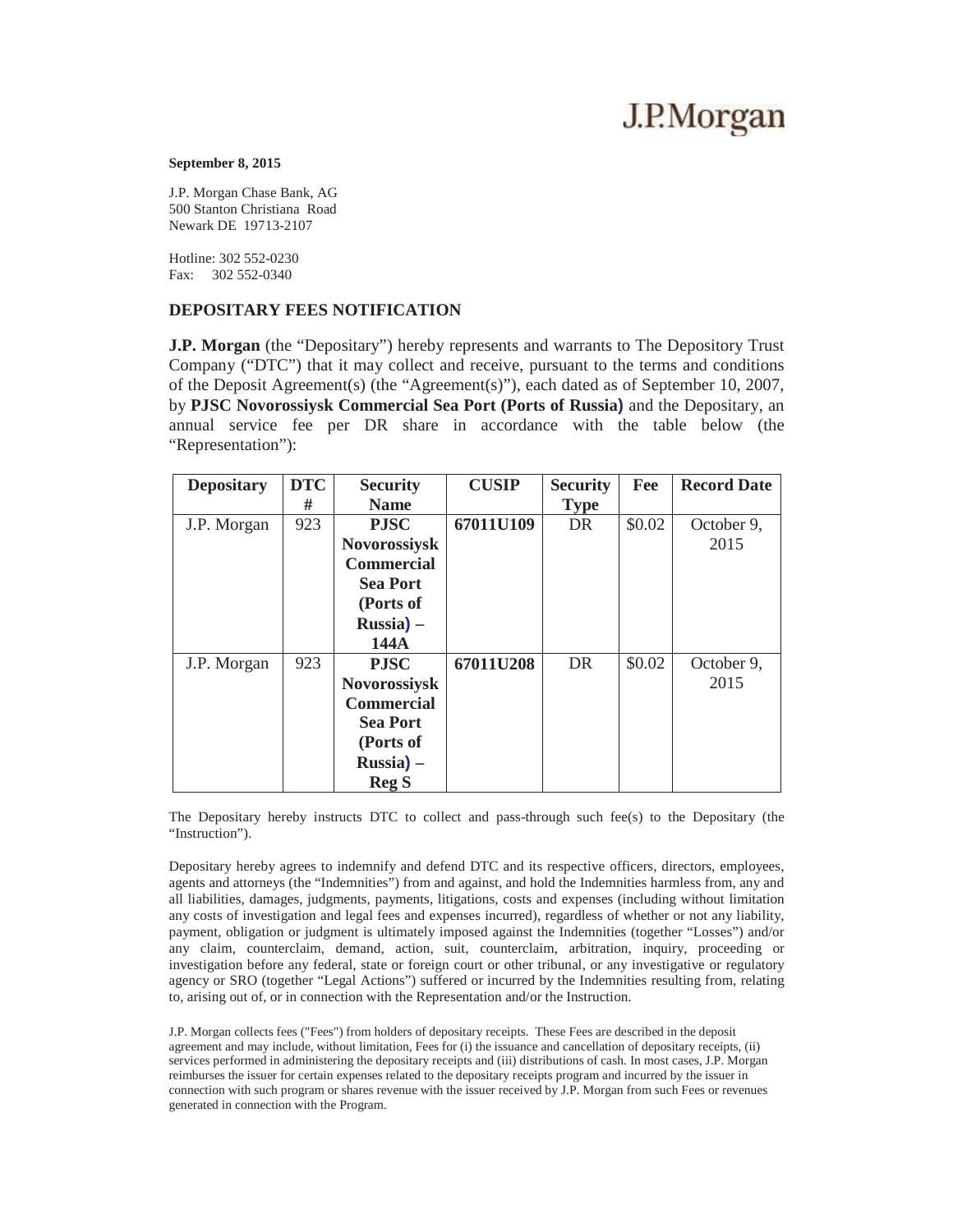J.P.Morgan

**September 8, 2015**

J.P. Morgan Chase Bank, AG
500 Stanton Christiana Road
Newark DE 19713-2107

Hotline: 302 552-0230
Fax: 302 552-0340

## DEPOSITARY FEES NOTIFICATION

**J.P. Morgan** (the "Depositary") hereby represents and warrants to The Depository Trust Company ("DTC") that it may collect and receive, pursuant to the terms and conditions of the Deposit Agreement(s) (the "Agreement(s)"), each dated as of September 10, 2007, by **PJSC Novorossiysk Commercial Sea Port (Ports of Russia)** and the Depositary, an annual service fee per DR share in accordance with the table below (the "Representation"):

| Depositary | DTC # | Security Name | CUSIP | Security Type | Fee | Record Date |
|---|---|---|---|---|---|---|
| J.P. Morgan | 923 | **PJSC Novorossiysk Commercial Sea Port (Ports of Russia) – 144A** | **67011U109** | DR | $0.02 | October 9, 2015 |
| J.P. Morgan | 923 | **PJSC Novorossiysk Commercial Sea Port (Ports of Russia) – Reg S** | **67011U208** | DR | $0.02 | October 9, 2015 |

The Depositary hereby instructs DTC to collect and pass-through such fee(s) to the Depositary (the "Instruction").

Depositary hereby agrees to indemnify and defend DTC and its respective officers, directors, employees, agents and attorneys (the "Indemnities") from and against, and hold the Indemnities harmless from, any and all liabilities, damages, judgments, payments, litigations, costs and expenses (including without limitation any costs of investigation and legal fees and expenses incurred), regardless of whether or not any liability, payment, obligation or judgment is ultimately imposed against the Indemnities (together "Losses") and/or any claim, counterclaim, demand, action, suit, counterclaim, arbitration, inquiry, proceeding or investigation before any federal, state or foreign court or other tribunal, or any investigative or regulatory agency or SRO (together "Legal Actions") suffered or incurred by the Indemnities resulting from, relating to, arising out of, or in connection with the Representation and/or the Instruction.

J.P. Morgan collects fees ("Fees") from holders of depositary receipts. These Fees are described in the deposit agreement and may include, without limitation, Fees for (i) the issuance and cancellation of depositary receipts, (ii) services performed in administering the depositary receipts and (iii) distributions of cash. In most cases, J.P. Morgan reimburses the issuer for certain expenses related to the depositary receipts program and incurred by the issuer in connection with such program or shares revenue with the issuer received by J.P. Morgan from such Fees or revenues generated in connection with the Program.